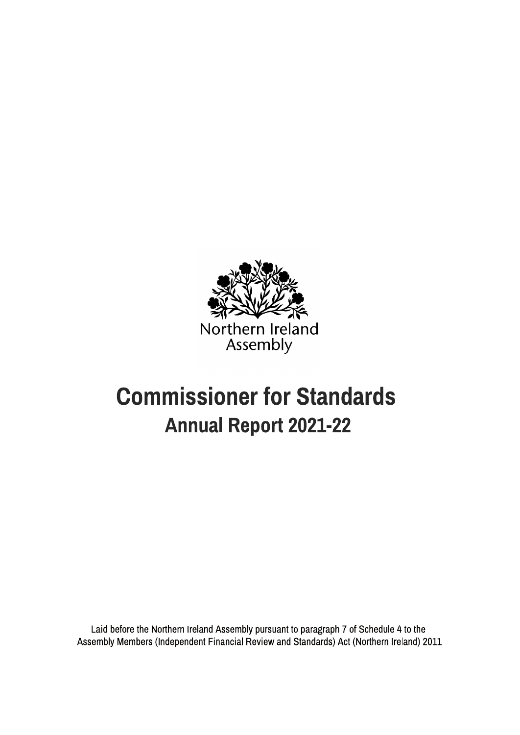Northern Ireland Assembly

# Commissioner for Standards

## Annual Report 2021-22

Laid before the Northern Ireland Assembly pursuant to paragraph 7 of Schedule 4 to the Assembly Members (Independent Financial Review and Standards) Act (Northern Ireland) 2011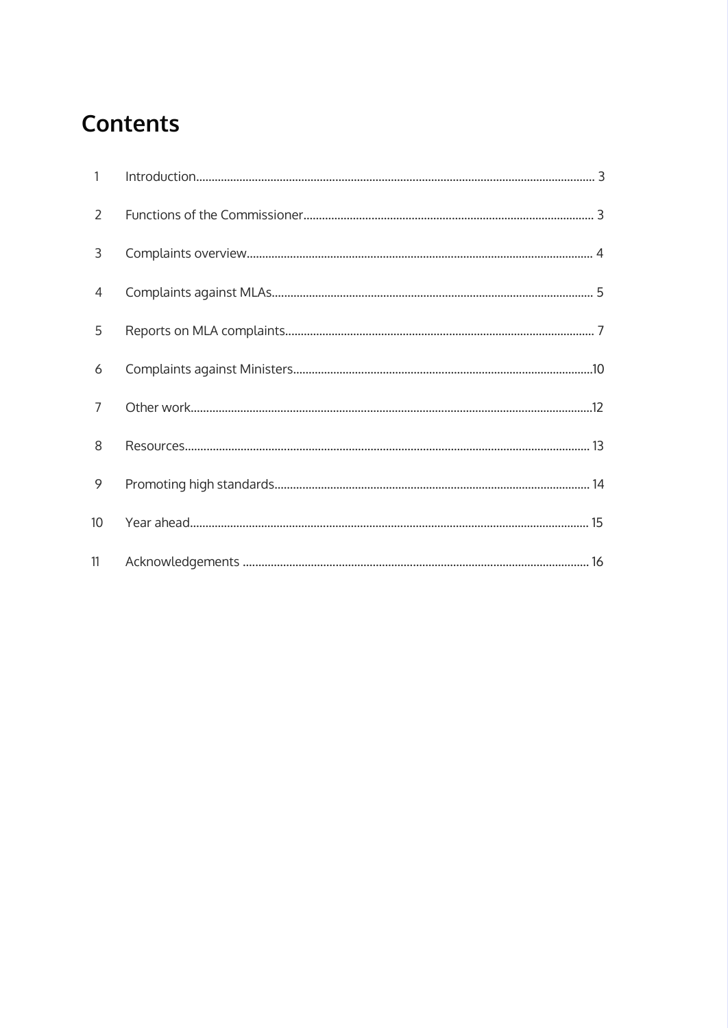# Contents

| | | |
|---|---|---|
| 1 | Introduction | 3 |
| 2 | Functions of the Commissioner | 3 |
| 3 | Complaints overview | 4 |
| 4 | Complaints against MLAs | 5 |
| 5 | Reports on MLA complaints | 7 |
| 6 | Complaints against Ministers | 10 |
| 7 | Other work | 12 |
| 8 | Resources | 13 |
| 9 | Promoting high standards | 14 |
| 10 | Year ahead | 15 |
| 11 | Acknowledgements | 16 |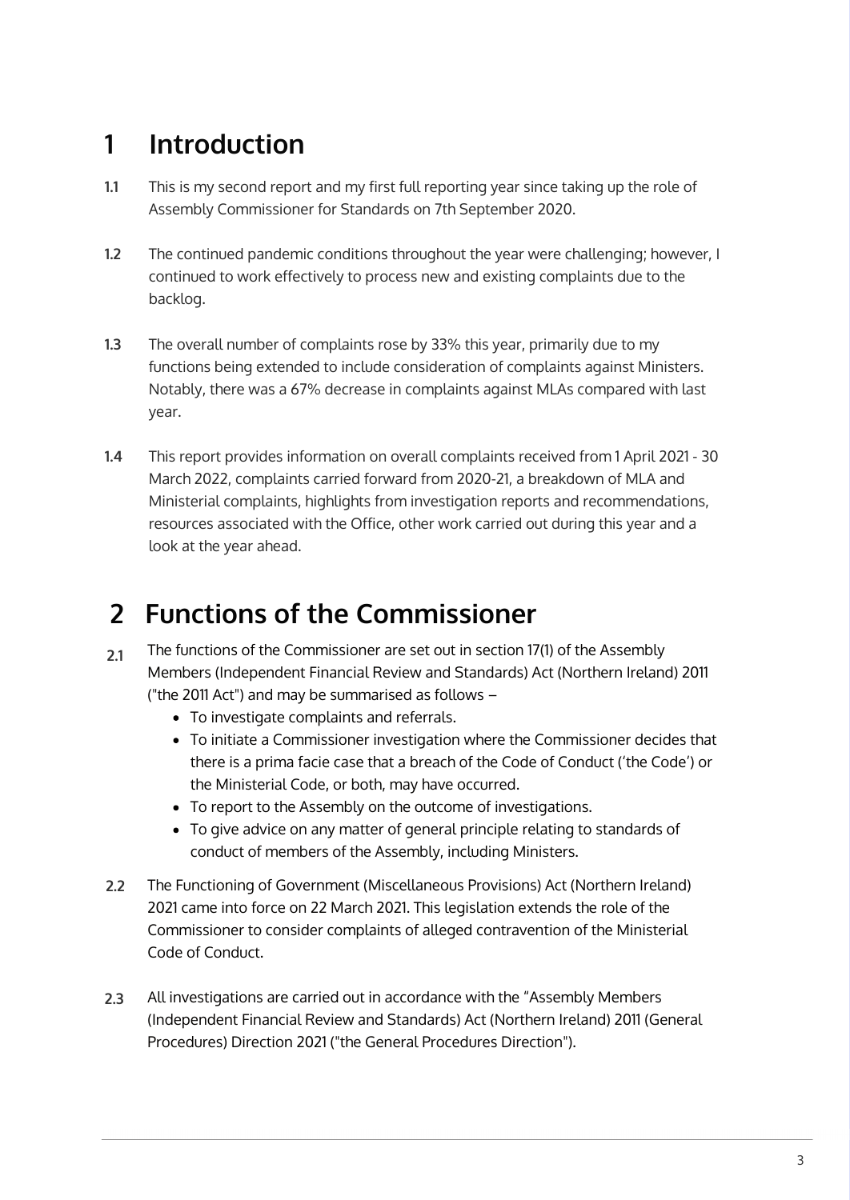# 1 Introduction

**1.1** This is my second report and my first full reporting year since taking up the role of Assembly Commissioner for Standards on 7th September 2020.

**1.2** The continued pandemic conditions throughout the year were challenging; however, I continued to work effectively to process new and existing complaints due to the backlog.

**1.3** The overall number of complaints rose by 33% this year, primarily due to my functions being extended to include consideration of complaints against Ministers. Notably, there was a 67% decrease in complaints against MLAs compared with last year.

**1.4** This report provides information on overall complaints received from 1 April 2021 - 30 March 2022, complaints carried forward from 2020-21, a breakdown of MLA and Ministerial complaints, highlights from investigation reports and recommendations, resources associated with the Office, other work carried out during this year and a look at the year ahead.

# 2 Functions of the Commissioner

**2.1** The functions of the Commissioner are set out in section 17(1) of the Assembly Members (Independent Financial Review and Standards) Act (Northern Ireland) 2011 ("the 2011 Act") and may be summarised as follows –

- To investigate complaints and referrals.
- To initiate a Commissioner investigation where the Commissioner decides that there is a prima facie case that a breach of the Code of Conduct ('the Code') or the Ministerial Code, or both, may have occurred.
- To report to the Assembly on the outcome of investigations.
- To give advice on any matter of general principle relating to standards of conduct of members of the Assembly, including Ministers.

**2.2** The Functioning of Government (Miscellaneous Provisions) Act (Northern Ireland) 2021 came into force on 22 March 2021. This legislation extends the role of the Commissioner to consider complaints of alleged contravention of the Ministerial Code of Conduct.

**2.3** All investigations are carried out in accordance with the "Assembly Members (Independent Financial Review and Standards) Act (Northern Ireland) 2011 (General Procedures) Direction 2021 ("the General Procedures Direction").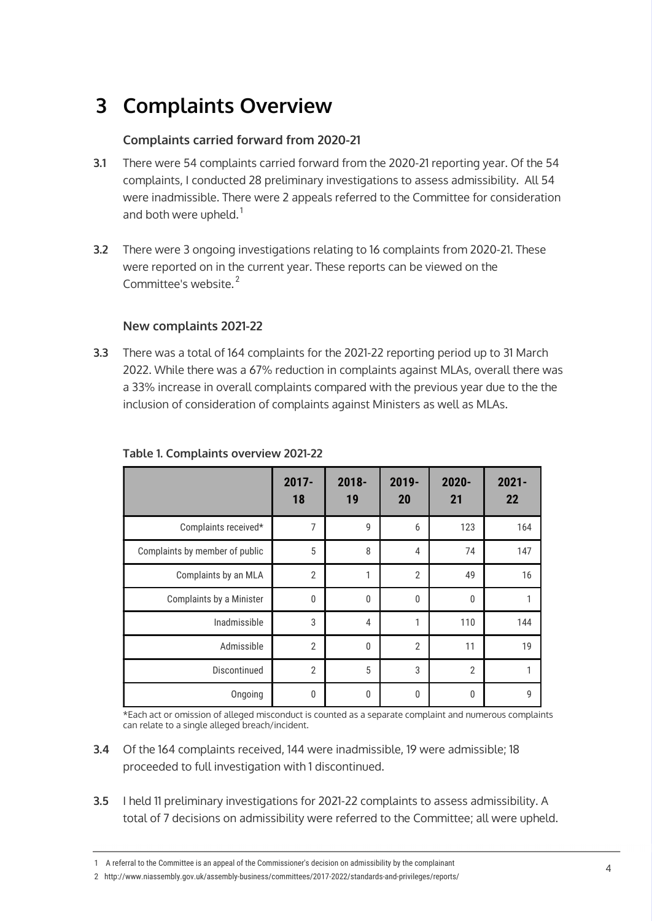# 3 Complaints Overview

### Complaints carried forward from 2020-21

**3.1** There were 54 complaints carried forward from the 2020-21 reporting year. Of the 54 complaints, I conducted 28 preliminary investigations to assess admissibility. All 54 were inadmissible. There were 2 appeals referred to the Committee for consideration and both were upheld.[1]

**3.2** There were 3 ongoing investigations relating to 16 complaints from 2020-21. These were reported on in the current year. These reports can be viewed on the Committee's website.[2]

### New complaints 2021-22

**3.3** There was a total of 164 complaints for the 2021-22 reporting period up to 31 March 2022. While there was a 67% reduction in complaints against MLAs, overall there was a 33% increase in overall complaints compared with the previous year due to the the inclusion of consideration of complaints against Ministers as well as MLAs.

**Table 1. Complaints overview 2021-22**

| | 2017-18 | 2018-19 | 2019-20 | 2020-21 | 2021-22 |
|---|---|---|---|---|---|
| Complaints received* | 7 | 9 | 6 | 123 | 164 |
| Complaints by member of public | 5 | 8 | 4 | 74 | 147 |
| Complaints by an MLA | 2 | 1 | 2 | 49 | 16 |
| Complaints by a Minister | 0 | 0 | 0 | 0 | 1 |
| Inadmissible | 3 | 4 | 1 | 110 | 144 |
| Admissible | 2 | 0 | 2 | 11 | 19 |
| Discontinued | 2 | 5 | 3 | 2 | 1 |
| Ongoing | 0 | 0 | 0 | 0 | 9 |

*Each act or omission of alleged misconduct is counted as a separate complaint and numerous complaints can relate to a single alleged breach/incident.

**3.4** Of the 164 complaints received, 144 were inadmissible, 19 were admissible; 18 proceeded to full investigation with 1 discontinued.

**3.5** I held 11 preliminary investigations for 2021-22 complaints to assess admissibility. A total of 7 decisions on admissibility were referred to the Committee; all were upheld.

---

1 A referral to the Committee is an appeal of the Commissioner's decision on admissibility by the complainant

2 http://www.niassembly.gov.uk/assembly-business/committees/2017-2022/standards-and-privileges/reports/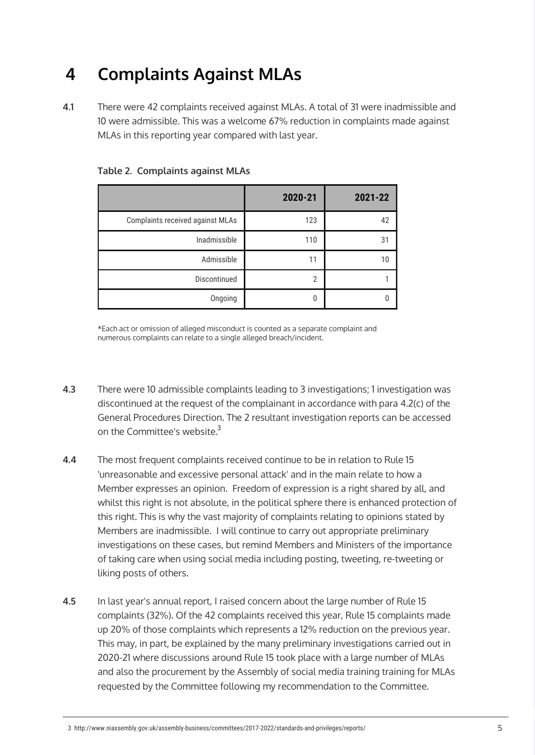# 4 Complaints Against MLAs

**4.1** There were 42 complaints received against MLAs. A total of 31 were inadmissible and 10 were admissible. This was a welcome 67% reduction in complaints made against MLAs in this reporting year compared with last year.

**Table 2. Complaints against MLAs**

| | 2020-21 | 2021-22 |
|---|---|---|
| Complaints received against MLAs | 123 | 42 |
| Inadmissible | 110 | 31 |
| Admissible | 11 | 10 |
| Discontinued | 2 | 1 |
| Ongoing | 0 | 0 |

*Each act or omission of alleged misconduct is counted as a separate complaint and numerous complaints can relate to a single alleged breach/incident.

**4.3** There were 10 admissible complaints leading to 3 investigations; 1 investigation was discontinued at the request of the complainant in accordance with para 4.2(c) of the General Procedures Direction. The 2 resultant investigation reports can be accessed on the Committee's website.[3]

**4.4** The most frequent complaints received continue to be in relation to Rule 15 'unreasonable and excessive personal attack' and in the main relate to how a Member expresses an opinion. Freedom of expression is a right shared by all, and whilst this right is not absolute, in the political sphere there is enhanced protection of this right. This is why the vast majority of complaints relating to opinions stated by Members are inadmissible. I will continue to carry out appropriate preliminary investigations on these cases, but remind Members and Ministers of the importance of taking care when using social media including posting, tweeting, re-tweeting or liking posts of others.

**4.5** In last year's annual report, I raised concern about the large number of Rule 15 complaints (32%). Of the 42 complaints received this year, Rule 15 complaints made up 20% of those complaints which represents a 12% reduction on the previous year. This may, in part, be explained by the many preliminary investigations carried out in 2020-21 where discussions around Rule 15 took place with a large number of MLAs and also the procurement by the Assembly of social media training training for MLAs requested by the Committee following my recommendation to the Committee.

---

3 http://www.niassembly.gov.uk/assembly-business/committees/2017-2022/standards-and-privileges/reports/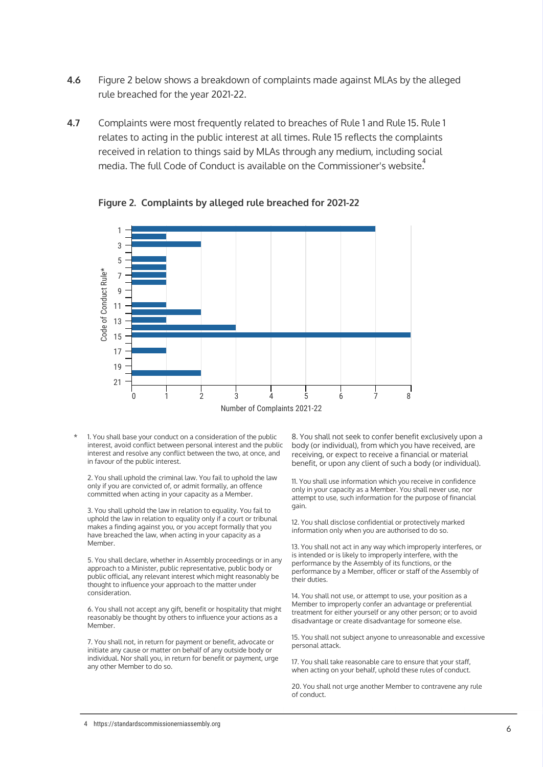**4.6** Figure 2 below shows a breakdown of complaints made against MLAs by the alleged rule breached for the year 2021-22.

**4.7** Complaints were most frequently related to breaches of Rule 1 and Rule 15. Rule 1 relates to acting in the public interest at all times. Rule 15 reflects the complaints received in relation to things said by MLAs through any medium, including social media. The full Code of Conduct is available on the Commissioner's website.[4]

**Figure 2. Complaints by alleged rule breached for 2021-22**

| Code of Conduct Rule* | Number of Complaints 2021-22 |
|---|---|
| 1 | 7 |
| 2 | 1 |
| 3 | 2 |
| 4 | 0 |
| 5 | 1 |
| 6 | 1 |
| 7 | 1 |
| 8 | 1 |
| 9 | 0 |
| 10 | 0 |
| 11 | 1 |
| 12 | 2 |
| 13 | 1 |
| 14 | 3 |
| 15 | 8 |
| 16 | 0 |
| 17 | 1 |
| 18 | 0 |
| 19 | 0 |
| 20 | 2 |
| 21 | 0 |

\* 1. You shall base your conduct on a consideration of the public interest, avoid conflict between personal interest and the public interest and resolve any conflict between the two, at once, and in favour of the public interest.

2. You shall uphold the criminal law. You fail to uphold the law only if you are convicted of, or admit formally, an offence committed when acting in your capacity as a Member.

3. You shall uphold the law in relation to equality. You fail to uphold the law in relation to equality only if a court or tribunal makes a finding against you, or you accept formally that you have breached the law, when acting in your capacity as a Member.

5. You shall declare, whether in Assembly proceedings or in any approach to a Minister, public representative, public body or public official, any relevant interest which might reasonably be thought to influence your approach to the matter under consideration.

6. You shall not accept any gift, benefit or hospitality that might reasonably be thought by others to influence your actions as a Member.

7. You shall not, in return for payment or benefit, advocate or initiate any cause or matter on behalf of any outside body or individual. Nor shall you, in return for benefit or payment, urge any other Member to do so.

8. You shall not seek to confer benefit exclusively upon a body (or individual), from which you have received, are receiving, or expect to receive a financial or material benefit, or upon any client of such a body (or individual).

11. You shall use information which you receive in confidence only in your capacity as a Member. You shall never use, nor attempt to use, such information for the purpose of financial gain.

12. You shall disclose confidential or protectively marked information only when you are authorised to do so.

13. You shall not act in any way which improperly interferes, or is intended or is likely to improperly interfere, with the performance by the Assembly of its functions, or the performance by a Member, officer or staff of the Assembly of their duties.

14. You shall not use, or attempt to use, your position as a Member to improperly confer an advantage or preferential treatment for either yourself or any other person; or to avoid disadvantage or create disadvantage for someone else.

15. You shall not subject anyone to unreasonable and excessive personal attack.

17. You shall take reasonable care to ensure that your staff, when acting on your behalf, uphold these rules of conduct.

20. You shall not urge another Member to contravene any rule of conduct.

---

4 https://standardscommissionerniassembly.org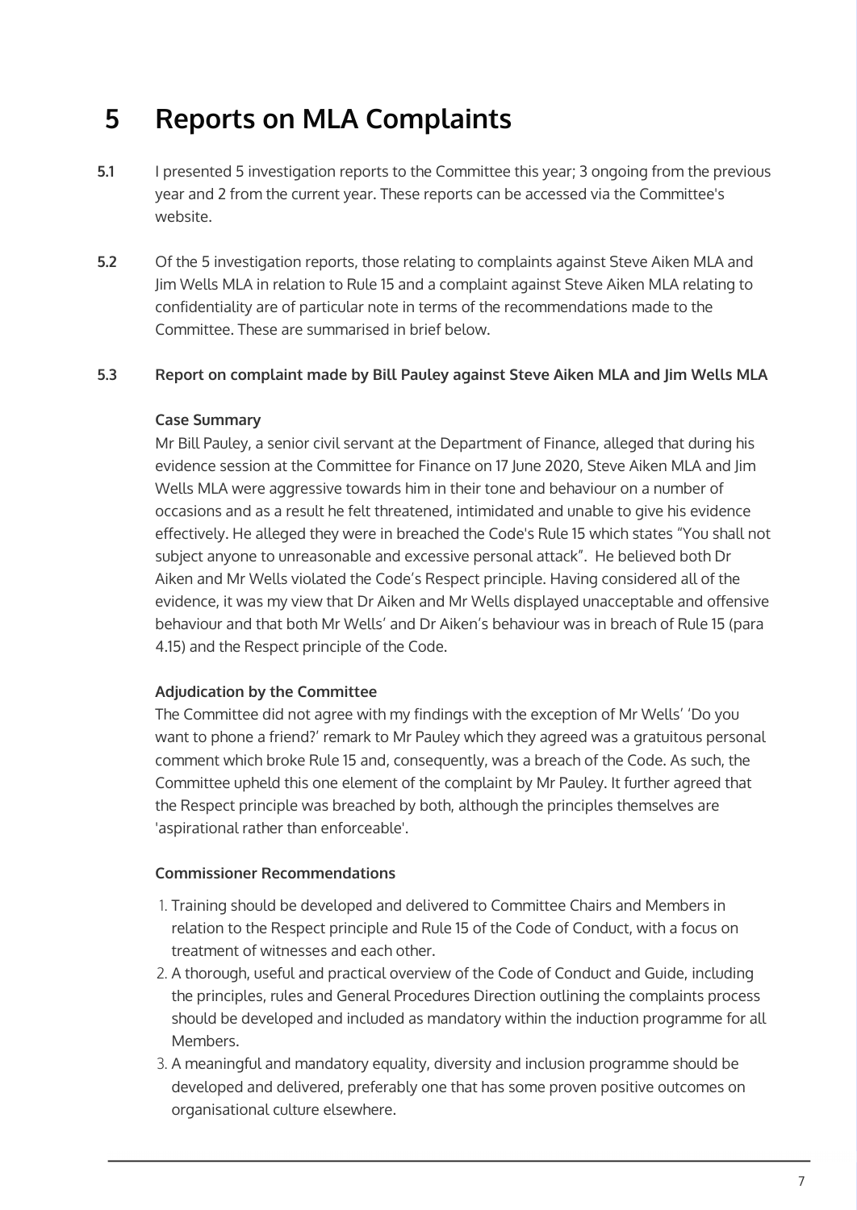# 5 Reports on MLA Complaints

**5.1** I presented 5 investigation reports to the Committee this year; 3 ongoing from the previous year and 2 from the current year. These reports can be accessed via the Committee's website.

**5.2** Of the 5 investigation reports, those relating to complaints against Steve Aiken MLA and Jim Wells MLA in relation to Rule 15 and a complaint against Steve Aiken MLA relating to confidentiality are of particular note in terms of the recommendations made to the Committee. These are summarised in brief below.

**5.3 Report on complaint made by Bill Pauley against Steve Aiken MLA and Jim Wells MLA**

**Case Summary**

Mr Bill Pauley, a senior civil servant at the Department of Finance, alleged that during his evidence session at the Committee for Finance on 17 June 2020, Steve Aiken MLA and Jim Wells MLA were aggressive towards him in their tone and behaviour on a number of occasions and as a result he felt threatened, intimidated and unable to give his evidence effectively. He alleged they were in breached the Code's Rule 15 which states "You shall not subject anyone to unreasonable and excessive personal attack". He believed both Dr Aiken and Mr Wells violated the Code's Respect principle. Having considered all of the evidence, it was my view that Dr Aiken and Mr Wells displayed unacceptable and offensive behaviour and that both Mr Wells' and Dr Aiken's behaviour was in breach of Rule 15 (para 4.15) and the Respect principle of the Code.

**Adjudication by the Committee**

The Committee did not agree with my findings with the exception of Mr Wells' 'Do you want to phone a friend?' remark to Mr Pauley which they agreed was a gratuitous personal comment which broke Rule 15 and, consequently, was a breach of the Code. As such, the Committee upheld this one element of the complaint by Mr Pauley. It further agreed that the Respect principle was breached by both, although the principles themselves are 'aspirational rather than enforceable'.

**Commissioner Recommendations**

1. Training should be developed and delivered to Committee Chairs and Members in relation to the Respect principle and Rule 15 of the Code of Conduct, with a focus on treatment of witnesses and each other.
2. A thorough, useful and practical overview of the Code of Conduct and Guide, including the principles, rules and General Procedures Direction outlining the complaints process should be developed and included as mandatory within the induction programme for all Members.
3. A meaningful and mandatory equality, diversity and inclusion programme should be developed and delivered, preferably one that has some proven positive outcomes on organisational culture elsewhere.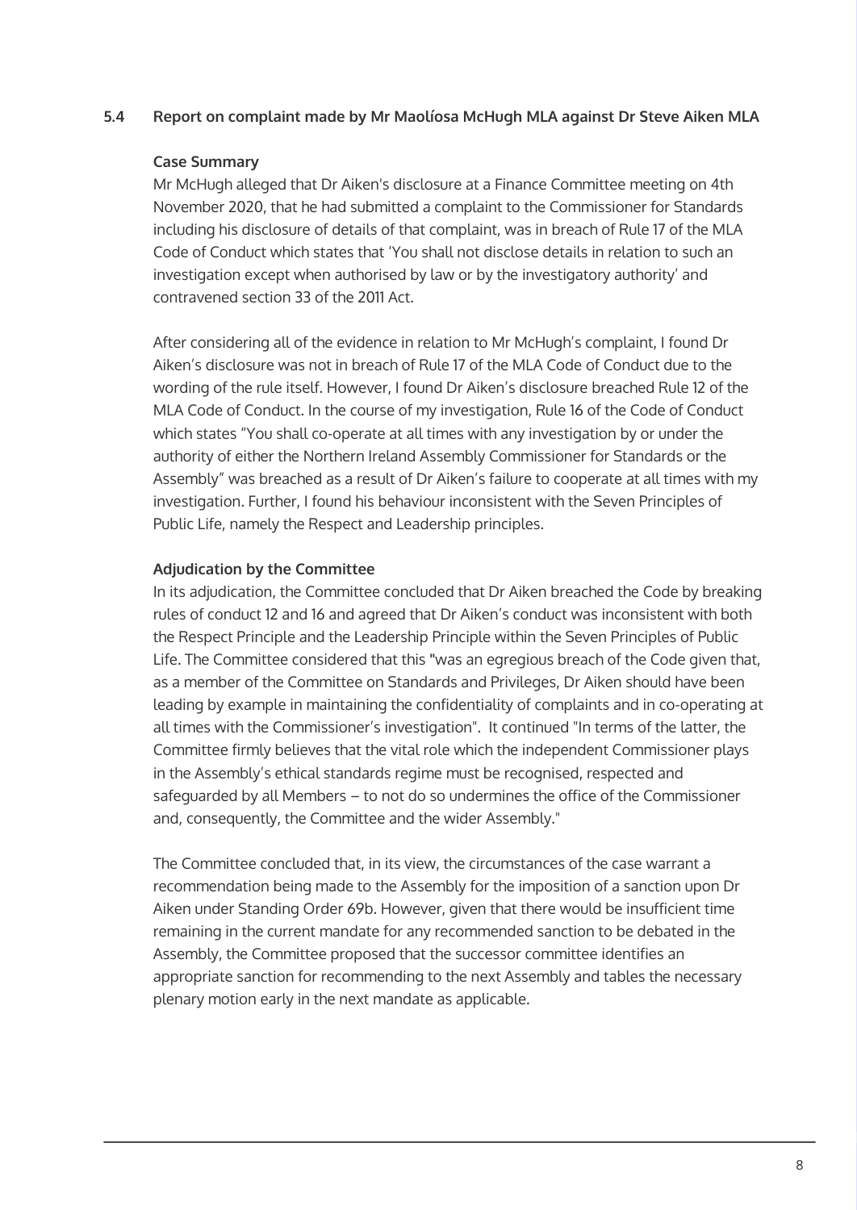### 5.4 Report on complaint made by Mr Maolíosa McHugh MLA against Dr Steve Aiken MLA

**Case Summary**

Mr McHugh alleged that Dr Aiken's disclosure at a Finance Committee meeting on 4th November 2020, that he had submitted a complaint to the Commissioner for Standards including his disclosure of details of that complaint, was in breach of Rule 17 of the MLA Code of Conduct which states that 'You shall not disclose details in relation to such an investigation except when authorised by law or by the investigatory authority' and contravened section 33 of the 2011 Act.

After considering all of the evidence in relation to Mr McHugh's complaint, I found Dr Aiken's disclosure was not in breach of Rule 17 of the MLA Code of Conduct due to the wording of the rule itself. However, I found Dr Aiken's disclosure breached Rule 12 of the MLA Code of Conduct. In the course of my investigation, Rule 16 of the Code of Conduct which states "You shall co-operate at all times with any investigation by or under the authority of either the Northern Ireland Assembly Commissioner for Standards or the Assembly" was breached as a result of Dr Aiken's failure to cooperate at all times with my investigation. Further, I found his behaviour inconsistent with the Seven Principles of Public Life, namely the Respect and Leadership principles.

**Adjudication by the Committee**

In its adjudication, the Committee concluded that Dr Aiken breached the Code by breaking rules of conduct 12 and 16 and agreed that Dr Aiken's conduct was inconsistent with both the Respect Principle and the Leadership Principle within the Seven Principles of Public Life. The Committee considered that this "was an egregious breach of the Code given that, as a member of the Committee on Standards and Privileges, Dr Aiken should have been leading by example in maintaining the confidentiality of complaints and in co-operating at all times with the Commissioner's investigation". It continued "In terms of the latter, the Committee firmly believes that the vital role which the independent Commissioner plays in the Assembly's ethical standards regime must be recognised, respected and safeguarded by all Members – to not do so undermines the office of the Commissioner and, consequently, the Committee and the wider Assembly."

The Committee concluded that, in its view, the circumstances of the case warrant a recommendation being made to the Assembly for the imposition of a sanction upon Dr Aiken under Standing Order 69b. However, given that there would be insufficient time remaining in the current mandate for any recommended sanction to be debated in the Assembly, the Committee proposed that the successor committee identifies an appropriate sanction for recommending to the next Assembly and tables the necessary plenary motion early in the next mandate as applicable.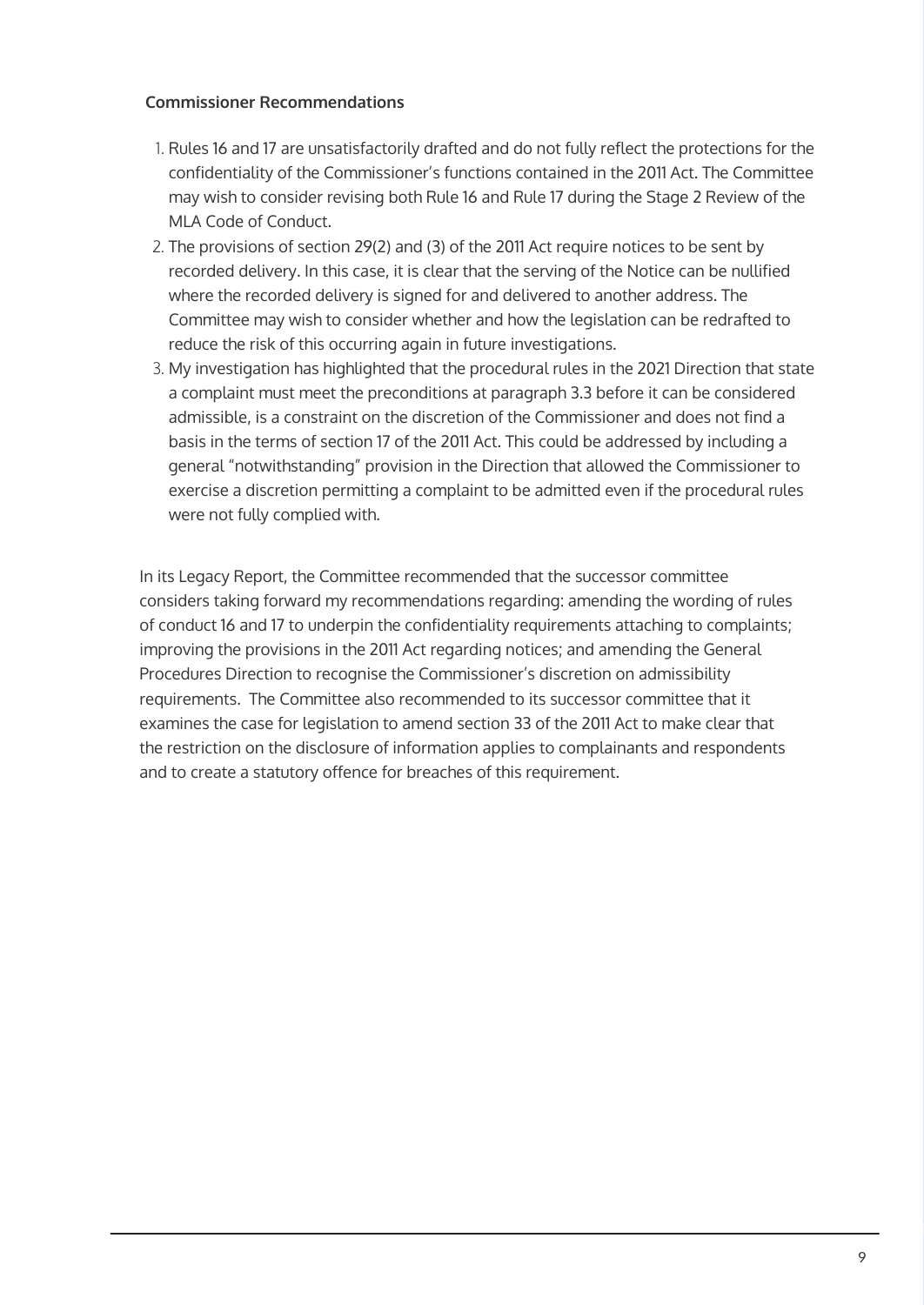**Commissioner Recommendations**

1. Rules 16 and 17 are unsatisfactorily drafted and do not fully reflect the protections for the confidentiality of the Commissioner's functions contained in the 2011 Act. The Committee may wish to consider revising both Rule 16 and Rule 17 during the Stage 2 Review of the MLA Code of Conduct.
2. The provisions of section 29(2) and (3) of the 2011 Act require notices to be sent by recorded delivery. In this case, it is clear that the serving of the Notice can be nullified where the recorded delivery is signed for and delivered to another address. The Committee may wish to consider whether and how the legislation can be redrafted to reduce the risk of this occurring again in future investigations.
3. My investigation has highlighted that the procedural rules in the 2021 Direction that state a complaint must meet the preconditions at paragraph 3.3 before it can be considered admissible, is a constraint on the discretion of the Commissioner and does not find a basis in the terms of section 17 of the 2011 Act. This could be addressed by including a general "notwithstanding" provision in the Direction that allowed the Commissioner to exercise a discretion permitting a complaint to be admitted even if the procedural rules were not fully complied with.

In its Legacy Report, the Committee recommended that the successor committee considers taking forward my recommendations regarding: amending the wording of rules of conduct 16 and 17 to underpin the confidentiality requirements attaching to complaints; improving the provisions in the 2011 Act regarding notices; and amending the General Procedures Direction to recognise the Commissioner's discretion on admissibility requirements. The Committee also recommended to its successor committee that it examines the case for legislation to amend section 33 of the 2011 Act to make clear that the restriction on the disclosure of information applies to complainants and respondents and to create a statutory offence for breaches of this requirement.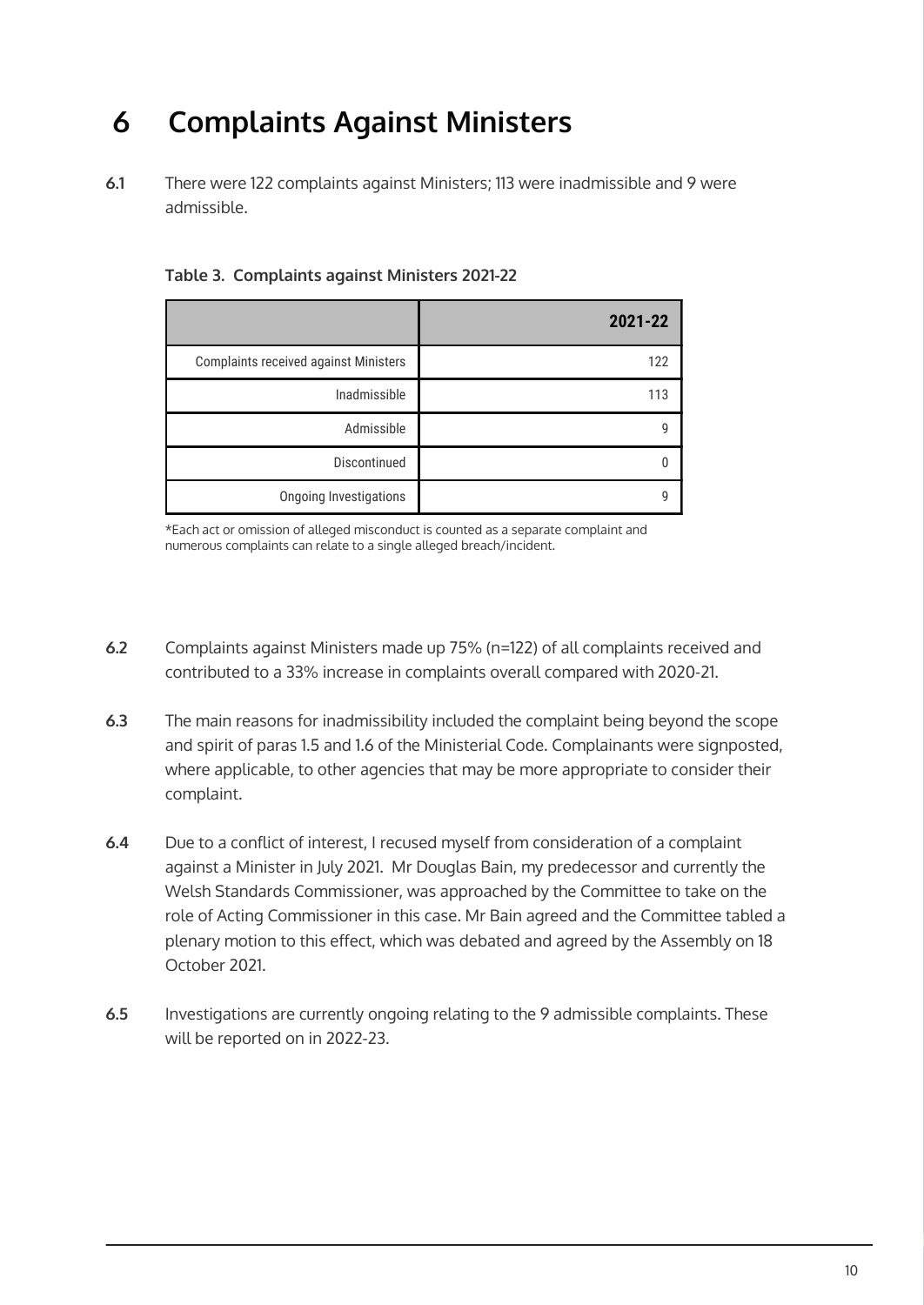# 6 Complaints Against Ministers

**6.1** There were 122 complaints against Ministers; 113 were inadmissible and 9 were admissible.

**Table 3. Complaints against Ministers 2021-22**

| | 2021-22 |
|---|---|
| Complaints received against Ministers | 122 |
| Inadmissible | 113 |
| Admissible | 9 |
| Discontinued | 0 |
| Ongoing Investigations | 9 |

*Each act or omission of alleged misconduct is counted as a separate complaint and numerous complaints can relate to a single alleged breach/incident.

**6.2** Complaints against Ministers made up 75% (n=122) of all complaints received and contributed to a 33% increase in complaints overall compared with 2020-21.

**6.3** The main reasons for inadmissibility included the complaint being beyond the scope and spirit of paras 1.5 and 1.6 of the Ministerial Code. Complainants were signposted, where applicable, to other agencies that may be more appropriate to consider their complaint.

**6.4** Due to a conflict of interest, I recused myself from consideration of a complaint against a Minister in July 2021. Mr Douglas Bain, my predecessor and currently the Welsh Standards Commissioner, was approached by the Committee to take on the role of Acting Commissioner in this case. Mr Bain agreed and the Committee tabled a plenary motion to this effect, which was debated and agreed by the Assembly on 18 October 2021.

**6.5** Investigations are currently ongoing relating to the 9 admissible complaints. These will be reported on in 2022-23.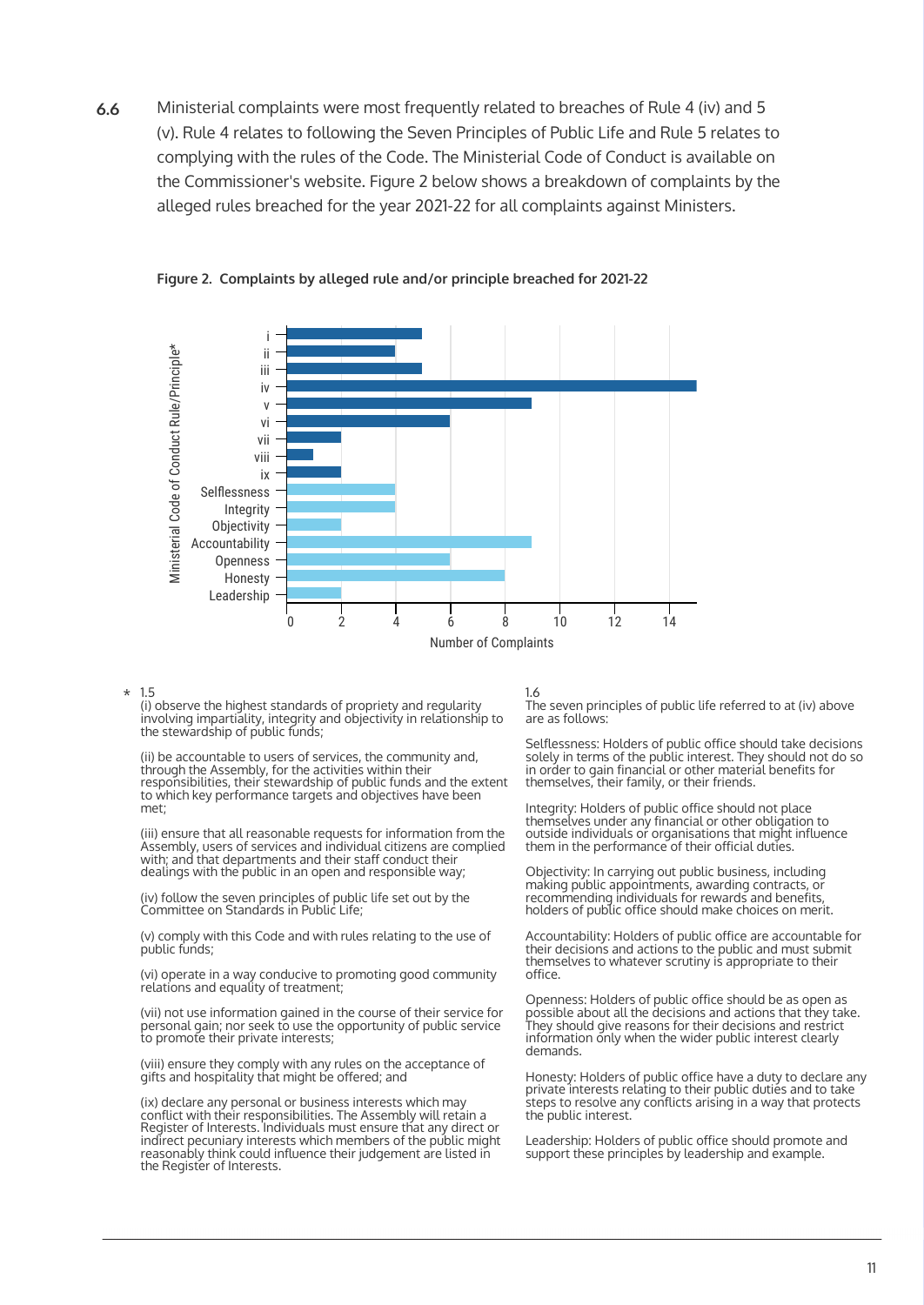**6.6** Ministerial complaints were most frequently related to breaches of Rule 4 (iv) and 5 (v). Rule 4 relates to following the Seven Principles of Public Life and Rule 5 relates to complying with the rules of the Code. The Ministerial Code of Conduct is available on the Commissioner's website. Figure 2 below shows a breakdown of complaints by the alleged rules breached for the year 2021-22 for all complaints against Ministers.

**Figure 2. Complaints by alleged rule and/or principle breached for 2021-22**

| Ministerial Code of Conduct Rule/Principle* | Number of Complaints |
|---|---|
| i | 5 |
| ii | 4 |
| iii | 5 |
| iv | 15 |
| v | 9 |
| vi | 6 |
| vii | 2 |
| viii | 1 |
| ix | 2 |
| Selflessness | 4 |
| Integrity | 4 |
| Objectivity | 2 |
| Accountability | 9 |
| Openness | 6 |
| Honesty | 8 |
| Leadership | 2 |

\* 1.5
(i) observe the highest standards of propriety and regularity involving impartiality, integrity and objectivity in relationship to the stewardship of public funds;

(ii) be accountable to users of services, the community and, through the Assembly, for the activities within their responsibilities, their stewardship of public funds and the extent to which key performance targets and objectives have been met;

(iii) ensure that all reasonable requests for information from the Assembly, users of services and individual citizens are complied with; and that departments and their staff conduct their dealings with the public in an open and responsible way;

(iv) follow the seven principles of public life set out by the Committee on Standards in Public Life;

(v) comply with this Code and with rules relating to the use of public funds;

(vi) operate in a way conducive to promoting good community relations and equality of treatment;

(vii) not use information gained in the course of their service for personal gain; nor seek to use the opportunity of public service to promote their private interests;

(viii) ensure they comply with any rules on the acceptance of gifts and hospitality that might be offered; and

(ix) declare any personal or business interests which may conflict with their responsibilities. The Assembly will retain a Register of Interests. Individuals must ensure that any direct or indirect pecuniary interests which members of the public might reasonably think could influence their judgement are listed in the Register of Interests.

1.6
The seven principles of public life referred to at (iv) above are as follows:

Selflessness: Holders of public office should take decisions solely in terms of the public interest. They should not do so in order to gain financial or other material benefits for themselves, their family, or their friends.

Integrity: Holders of public office should not place themselves under any financial or other obligation to outside individuals or organisations that might influence them in the performance of their official duties.

Objectivity: In carrying out public business, including making public appointments, awarding contracts, or recommending individuals for rewards and benefits, holders of public office should make choices on merit.

Accountability: Holders of public office are accountable for their decisions and actions to the public and must submit themselves to whatever scrutiny is appropriate to their office.

Openness: Holders of public office should be as open as possible about all the decisions and actions that they take. They should give reasons for their decisions and restrict information only when the wider public interest clearly demands.

Honesty: Holders of public office have a duty to declare any private interests relating to their public duties and to take steps to resolve any conflicts arising in a way that protects the public interest.

Leadership: Holders of public office should promote and support these principles by leadership and example.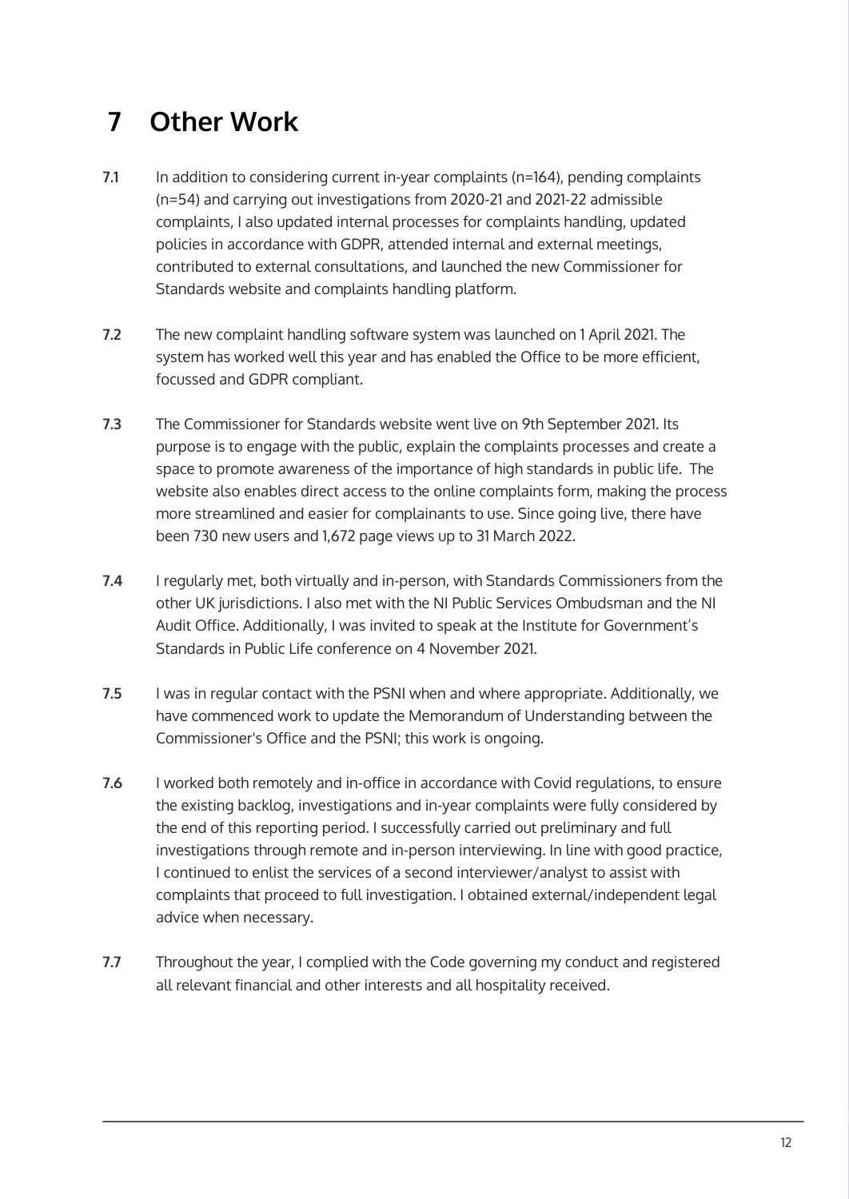# 7 Other Work

**7.1** In addition to considering current in-year complaints (n=164), pending complaints (n=54) and carrying out investigations from 2020-21 and 2021-22 admissible complaints, I also updated internal processes for complaints handling, updated policies in accordance with GDPR, attended internal and external meetings, contributed to external consultations, and launched the new Commissioner for Standards website and complaints handling platform.

**7.2** The new complaint handling software system was launched on 1 April 2021. The system has worked well this year and has enabled the Office to be more efficient, focussed and GDPR compliant.

**7.3** The Commissioner for Standards website went live on 9th September 2021. Its purpose is to engage with the public, explain the complaints processes and create a space to promote awareness of the importance of high standards in public life. The website also enables direct access to the online complaints form, making the process more streamlined and easier for complainants to use. Since going live, there have been 730 new users and 1,672 page views up to 31 March 2022.

**7.4** I regularly met, both virtually and in-person, with Standards Commissioners from the other UK jurisdictions. I also met with the NI Public Services Ombudsman and the NI Audit Office. Additionally, I was invited to speak at the Institute for Government's Standards in Public Life conference on 4 November 2021.

**7.5** I was in regular contact with the PSNI when and where appropriate. Additionally, we have commenced work to update the Memorandum of Understanding between the Commissioner's Office and the PSNI; this work is ongoing.

**7.6** I worked both remotely and in-office in accordance with Covid regulations, to ensure the existing backlog, investigations and in-year complaints were fully considered by the end of this reporting period. I successfully carried out preliminary and full investigations through remote and in-person interviewing. In line with good practice, I continued to enlist the services of a second interviewer/analyst to assist with complaints that proceed to full investigation. I obtained external/independent legal advice when necessary.

**7.7** Throughout the year, I complied with the Code governing my conduct and registered all relevant financial and other interests and all hospitality received.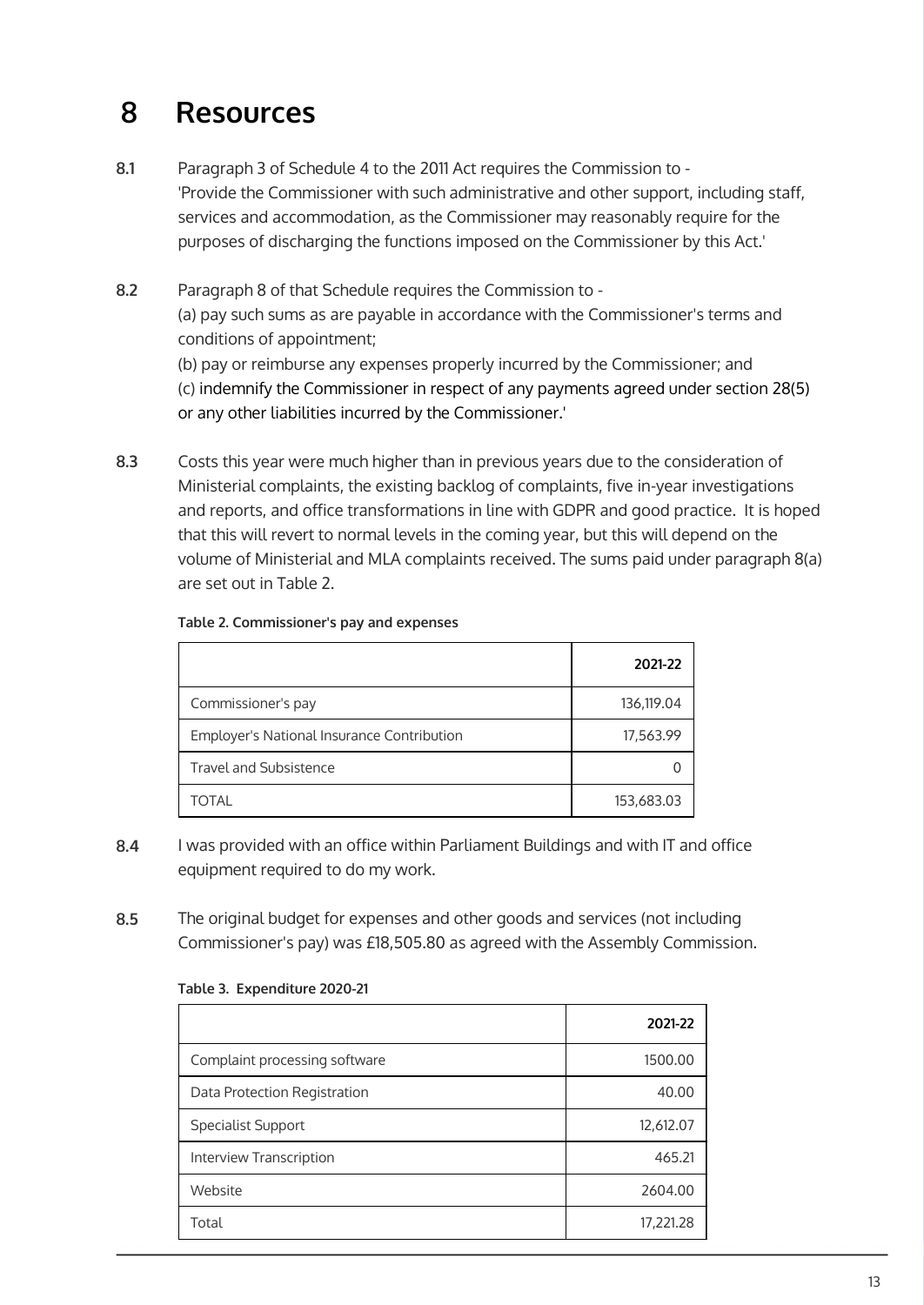# 8 Resources

**8.1** Paragraph 3 of Schedule 4 to the 2011 Act requires the Commission to - 'Provide the Commissioner with such administrative and other support, including staff, services and accommodation, as the Commissioner may reasonably require for the purposes of discharging the functions imposed on the Commissioner by this Act.'

**8.2** Paragraph 8 of that Schedule requires the Commission to -
(a) pay such sums as are payable in accordance with the Commissioner's terms and conditions of appointment;
(b) pay or reimburse any expenses properly incurred by the Commissioner; and
(c) indemnify the Commissioner in respect of any payments agreed under section 28(5) or any other liabilities incurred by the Commissioner.'

**8.3** Costs this year were much higher than in previous years due to the consideration of Ministerial complaints, the existing backlog of complaints, five in-year investigations and reports, and office transformations in line with GDPR and good practice. It is hoped that this will revert to normal levels in the coming year, but this will depend on the volume of Ministerial and MLA complaints received. The sums paid under paragraph 8(a) are set out in Table 2.

**Table 2. Commissioner's pay and expenses**

| | **2021-22** |
|---|---:|
| Commissioner's pay | 136,119.04 |
| Employer's National Insurance Contribution | 17,563.99 |
| Travel and Subsistence | 0 |
| TOTAL | 153,683.03 |

**8.4** I was provided with an office within Parliament Buildings and with IT and office equipment required to do my work.

**8.5** The original budget for expenses and other goods and services (not including Commissioner's pay) was £18,505.80 as agreed with the Assembly Commission.

**Table 3. Expenditure 2020-21**

| | **2021-22** |
|---|---:|
| Complaint processing software | 1500.00 |
| Data Protection Registration | 40.00 |
| Specialist Support | 12,612.07 |
| Interview Transcription | 465.21 |
| Website | 2604.00 |
| Total | 17,221.28 |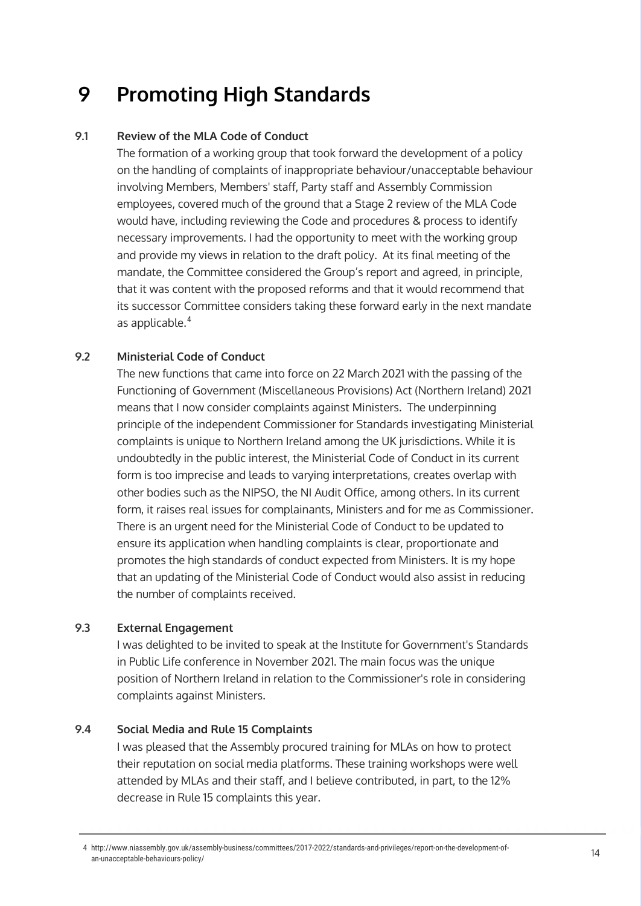# 9 Promoting High Standards

### 9.1 Review of the MLA Code of Conduct

The formation of a working group that took forward the development of a policy on the handling of complaints of inappropriate behaviour/unacceptable behaviour involving Members, Members' staff, Party staff and Assembly Commission employees, covered much of the ground that a Stage 2 review of the MLA Code would have, including reviewing the Code and procedures & process to identify necessary improvements. I had the opportunity to meet with the working group and provide my views in relation to the draft policy. At its final meeting of the mandate, the Committee considered the Group's report and agreed, in principle, that it was content with the proposed reforms and that it would recommend that its successor Committee considers taking these forward early in the next mandate as applicable.[4]

### 9.2 Ministerial Code of Conduct

The new functions that came into force on 22 March 2021 with the passing of the Functioning of Government (Miscellaneous Provisions) Act (Northern Ireland) 2021 means that I now consider complaints against Ministers. The underpinning principle of the independent Commissioner for Standards investigating Ministerial complaints is unique to Northern Ireland among the UK jurisdictions. While it is undoubtedly in the public interest, the Ministerial Code of Conduct in its current form is too imprecise and leads to varying interpretations, creates overlap with other bodies such as the NIPSO, the NI Audit Office, among others. In its current form, it raises real issues for complainants, Ministers and for me as Commissioner. There is an urgent need for the Ministerial Code of Conduct to be updated to ensure its application when handling complaints is clear, proportionate and promotes the high standards of conduct expected from Ministers. It is my hope that an updating of the Ministerial Code of Conduct would also assist in reducing the number of complaints received.

### 9.3 External Engagement

I was delighted to be invited to speak at the Institute for Government's Standards in Public Life conference in November 2021. The main focus was the unique position of Northern Ireland in relation to the Commissioner's role in considering complaints against Ministers.

### 9.4 Social Media and Rule 15 Complaints

I was pleased that the Assembly procured training for MLAs on how to protect their reputation on social media platforms. These training workshops were well attended by MLAs and their staff, and I believe contributed, in part, to the 12% decrease in Rule 15 complaints this year.

---

4 http://www.niassembly.gov.uk/assembly-business/committees/2017-2022/standards-and-privileges/report-on-the-development-of-an-unacceptable-behaviours-policy/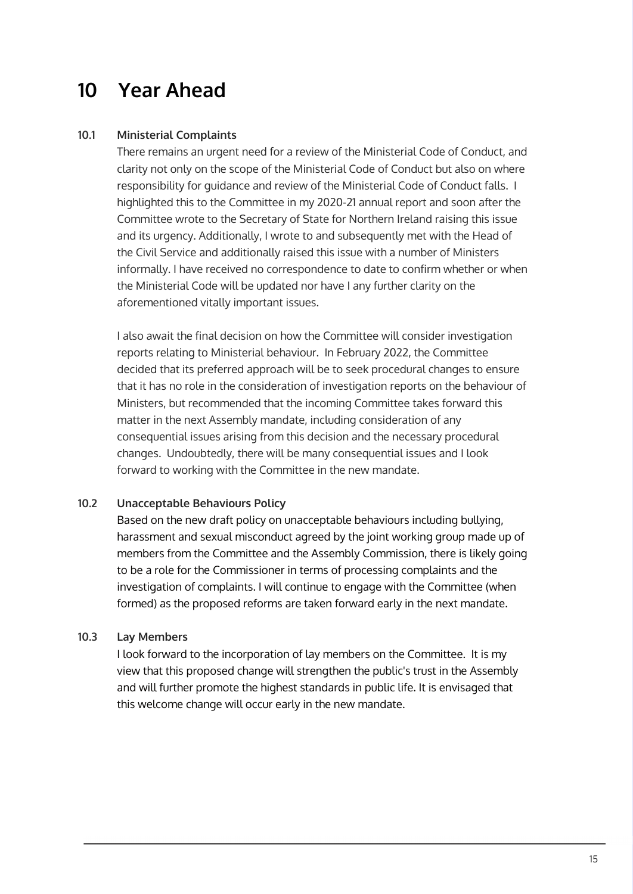# 10 Year Ahead

## 10.1 Ministerial Complaints

There remains an urgent need for a review of the Ministerial Code of Conduct, and clarity not only on the scope of the Ministerial Code of Conduct but also on where responsibility for guidance and review of the Ministerial Code of Conduct falls. I highlighted this to the Committee in my 2020-21 annual report and soon after the Committee wrote to the Secretary of State for Northern Ireland raising this issue and its urgency. Additionally, I wrote to and subsequently met with the Head of the Civil Service and additionally raised this issue with a number of Ministers informally. I have received no correspondence to date to confirm whether or when the Ministerial Code will be updated nor have I any further clarity on the aforementioned vitally important issues.

I also await the final decision on how the Committee will consider investigation reports relating to Ministerial behaviour. In February 2022, the Committee decided that its preferred approach will be to seek procedural changes to ensure that it has no role in the consideration of investigation reports on the behaviour of Ministers, but recommended that the incoming Committee takes forward this matter in the next Assembly mandate, including consideration of any consequential issues arising from this decision and the necessary procedural changes. Undoubtedly, there will be many consequential issues and I look forward to working with the Committee in the new mandate.

## 10.2 Unacceptable Behaviours Policy

Based on the new draft policy on unacceptable behaviours including bullying, harassment and sexual misconduct agreed by the joint working group made up of members from the Committee and the Assembly Commission, there is likely going to be a role for the Commissioner in terms of processing complaints and the investigation of complaints. I will continue to engage with the Committee (when formed) as the proposed reforms are taken forward early in the next mandate.

## 10.3 Lay Members

I look forward to the incorporation of lay members on the Committee. It is my view that this proposed change will strengthen the public's trust in the Assembly and will further promote the highest standards in public life. It is envisaged that this welcome change will occur early in the new mandate.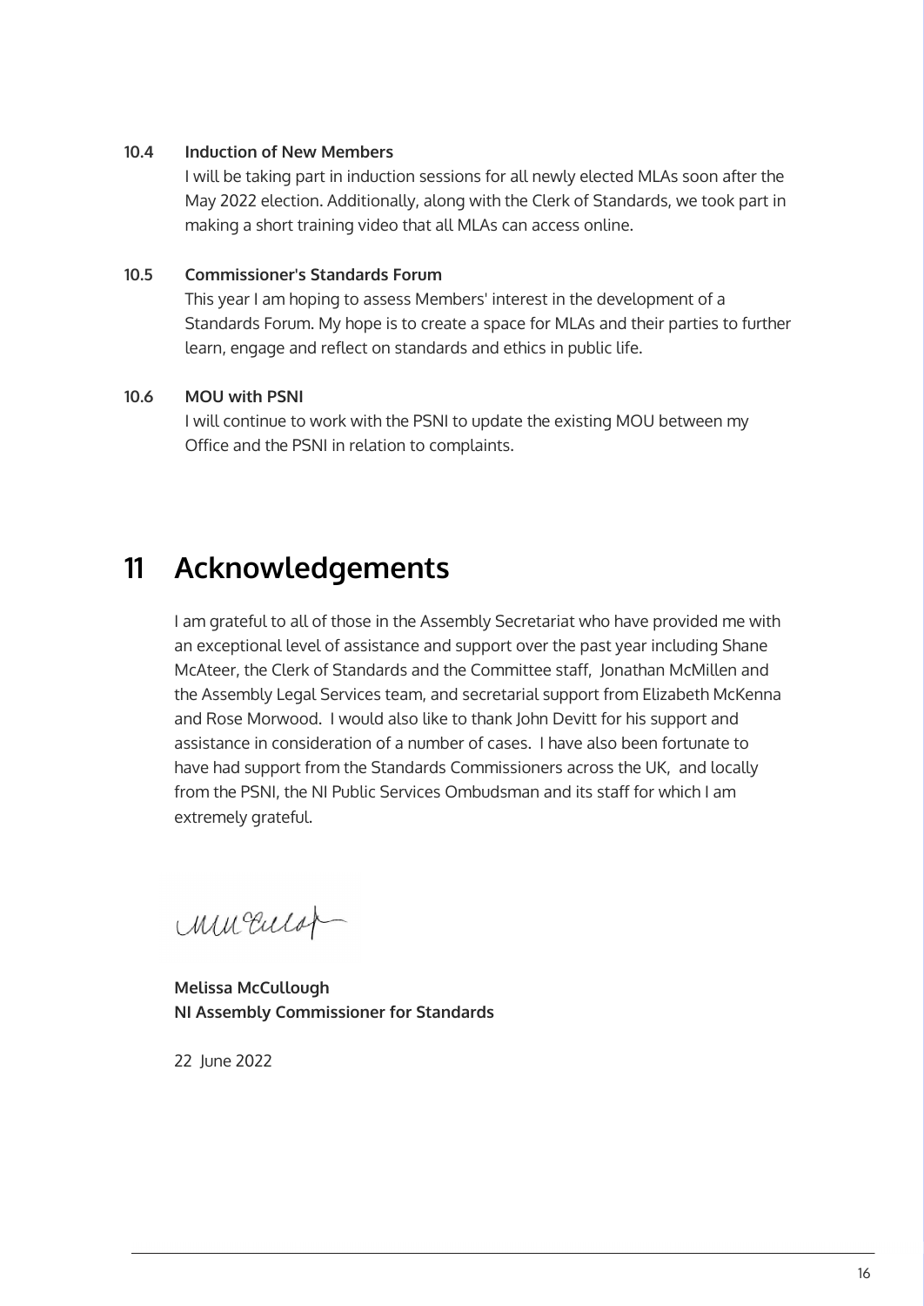**10.4 Induction of New Members**

I will be taking part in induction sessions for all newly elected MLAs soon after the May 2022 election. Additionally, along with the Clerk of Standards, we took part in making a short training video that all MLAs can access online.

**10.5 Commissioner's Standards Forum**

This year I am hoping to assess Members' interest in the development of a Standards Forum. My hope is to create a space for MLAs and their parties to further learn, engage and reflect on standards and ethics in public life.

**10.6 MOU with PSNI**

I will continue to work with the PSNI to update the existing MOU between my Office and the PSNI in relation to complaints.

# 11 Acknowledgements

I am grateful to all of those in the Assembly Secretariat who have provided me with an exceptional level of assistance and support over the past year including Shane McAteer, the Clerk of Standards and the Committee staff, Jonathan McMillen and the Assembly Legal Services team, and secretarial support from Elizabeth McKenna and Rose Morwood. I would also like to thank John Devitt for his support and assistance in consideration of a number of cases. I have also been fortunate to have had support from the Standards Commissioners across the UK, and locally from the PSNI, the NI Public Services Ombudsman and its staff for which I am extremely grateful.

**Melissa McCullough**
**NI Assembly Commissioner for Standards**

22 June 2022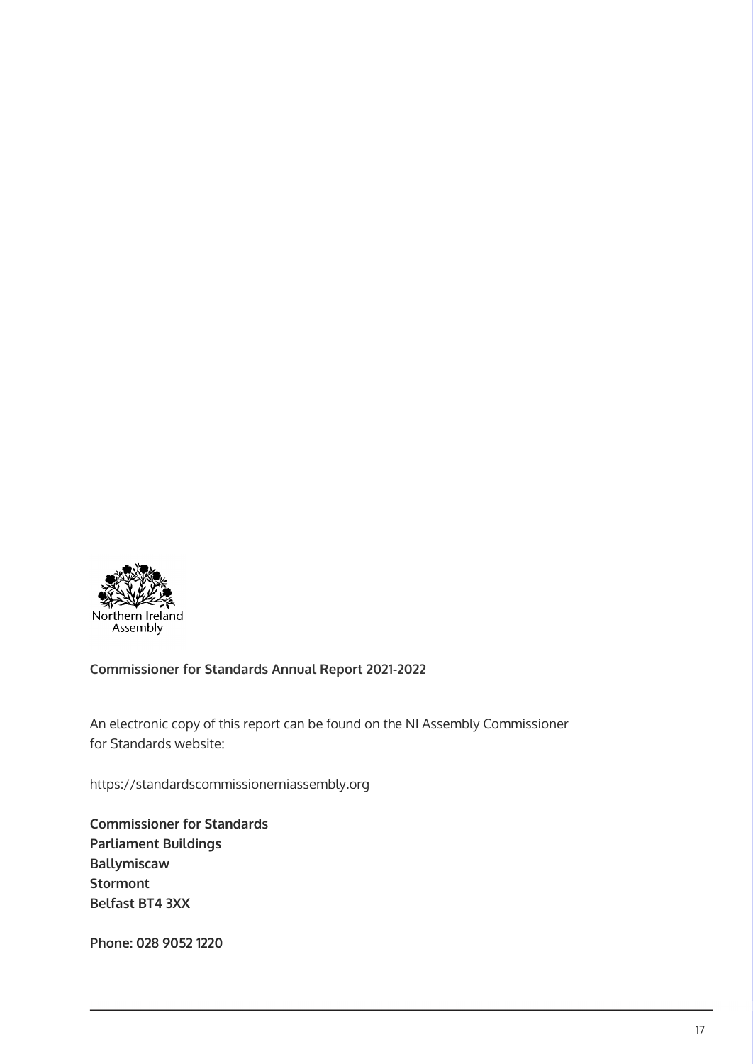Northern Ireland Assembly

**Commissioner for Standards Annual Report 2021-2022**

An electronic copy of this report can be found on the NI Assembly Commissioner for Standards website:

https://standardscommissionerniassembly.org

**Commissioner for Standards**
**Parliament Buildings**
**Ballymiscaw**
**Stormont**
**Belfast BT4 3XX**

**Phone: 028 9052 1220**